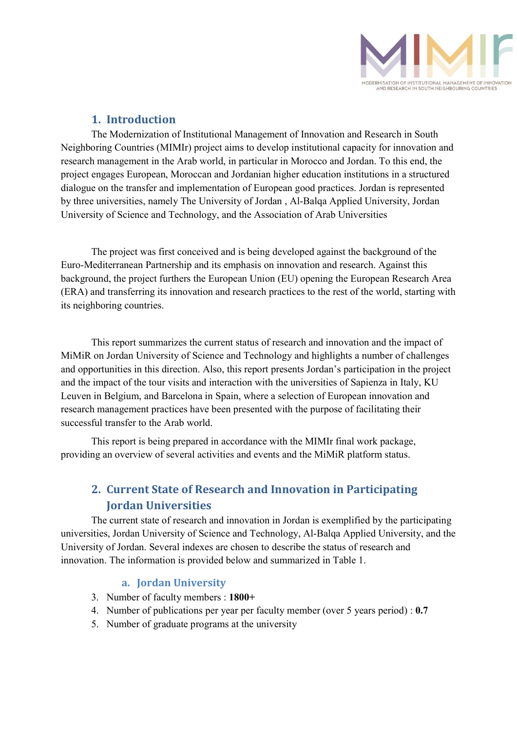## 1. Introduction

The Modernization of Institutional Management of Innovation and Research in South Neighboring Countries (MIMIr) project aims to develop institutional capacity for innovation and research management in the Arab world, in particular in Morocco and Jordan. To this end, the project engages European, Moroccan and Jordanian higher education institutions in a structured dialogue on the transfer and implementation of European good practices. Jordan is represented by three universities, namely The University of Jordan , Al-Balqa Applied University, Jordan University of Science and Technology, and the Association of Arab Universities

The project was first conceived and is being developed against the background of the Euro-Mediterranean Partnership and its emphasis on innovation and research. Against this background, the project furthers the European Union (EU) opening the European Research Area (ERA) and transferring its innovation and research practices to the rest of the world, starting with its neighboring countries.

This report summarizes the current status of research and innovation and the impact of MiMiR on Jordan University of Science and Technology and highlights a number of challenges and opportunities in this direction. Also, this report presents Jordan's participation in the project and the impact of the tour visits and interaction with the universities of Sapienza in Italy, KU Leuven in Belgium, and Barcelona in Spain, where a selection of European innovation and research management practices have been presented with the purpose of facilitating their successful transfer to the Arab world.

This report is being prepared in accordance with the MIMIr final work package, providing an overview of several activities and events and the MiMiR platform status.

## 2. Current State of Research and Innovation in Participating Jordan Universities

The current state of research and innovation in Jordan is exemplified by the participating universities, Jordan University of Science and Technology, Al-Balqa Applied University, and the University of Jordan. Several indexes are chosen to describe the status of research and innovation. The information is provided below and summarized in Table 1.

### a. Jordan University

3. Number of faculty members : **1800+**
4. Number of publications per year per faculty member (over 5 years period) : **0.7**
5. Number of graduate programs at the university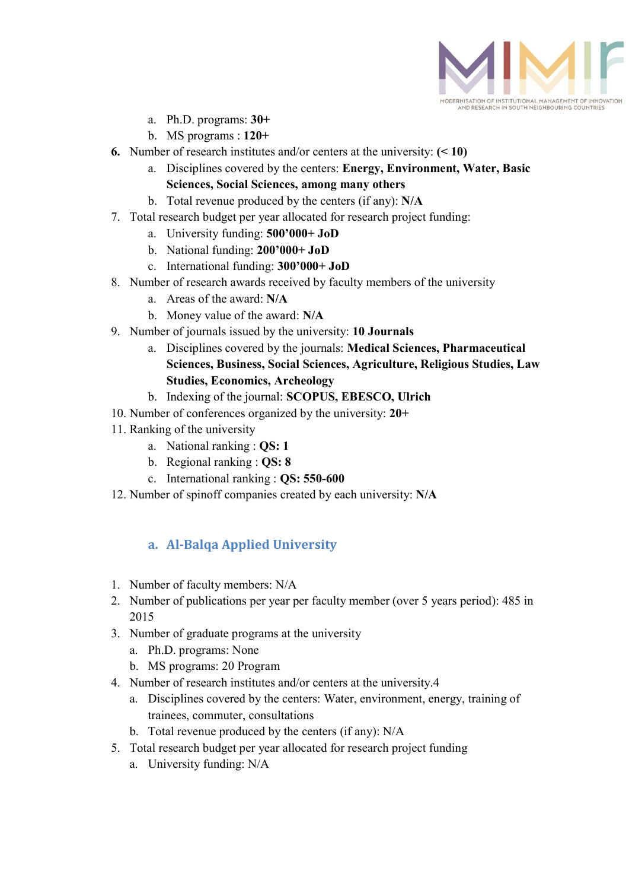a. Ph.D. programs: **30+**
   b. MS programs : **120+**

6. Number of research institutes and/or centers at the university: **(< 10)**
   a. Disciplines covered by the centers: **Energy, Environment, Water, Basic Sciences, Social Sciences, among many others**
   b. Total revenue produced by the centers (if any): **N/A**
7. Total research budget per year allocated for research project funding:
   a. University funding: **500'000+ JoD**
   b. National funding: **200'000+ JoD**
   c. International funding: **300'000+ JoD**
8. Number of research awards received by faculty members of the university
   a. Areas of the award: **N/A**
   b. Money value of the award: **N/A**
9. Number of journals issued by the university: **10 Journals**
   a. Disciplines covered by the journals: **Medical Sciences, Pharmaceutical Sciences, Business, Social Sciences, Agriculture, Religious Studies, Law Studies, Economics, Archeology**
   b. Indexing of the journal: **SCOPUS, EBESCO, Ulrich**
10. Number of conferences organized by the university: **20+**
11. Ranking of the university
    a. National ranking : **QS: 1**
    b. Regional ranking : **QS: 8**
    c. International ranking : **QS: 550-600**
12. Number of spinoff companies created by each university: **N/A**

### a. Al-Balqa Applied University

1. Number of faculty members: N/A
2. Number of publications per year per faculty member (over 5 years period): 485 in 2015
3. Number of graduate programs at the university
   a. Ph.D. programs: None
   b. MS programs: 20 Program
4. Number of research institutes and/or centers at the university.4
   a. Disciplines covered by the centers: Water, environment, energy, training of trainees, commuter, consultations
   b. Total revenue produced by the centers (if any): N/A
5. Total research budget per year allocated for research project funding
   a. University funding: N/A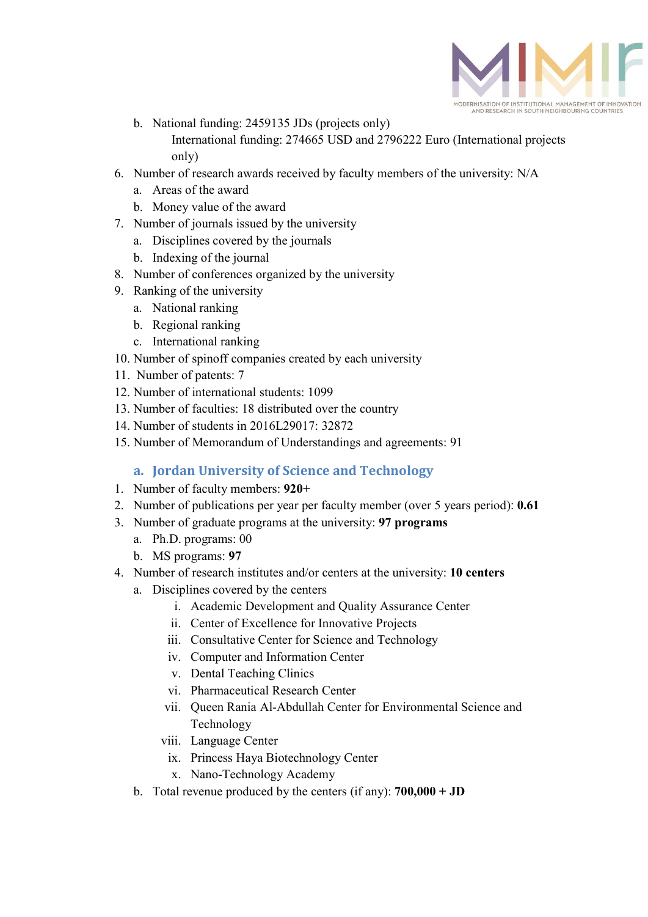b. National funding: 2459135 JDs (projects only)

   International funding: 274665 USD and 2796222 Euro (International projects only)

6. Number of research awards received by faculty members of the university: N/A
   a. Areas of the award
   b. Money value of the award
7. Number of journals issued by the university
   a. Disciplines covered by the journals
   b. Indexing of the journal
8. Number of conferences organized by the university
9. Ranking of the university
   a. National ranking
   b. Regional ranking
   c. International ranking
10. Number of spinoff companies created by each university
11. Number of patents: 7
12. Number of international students: 1099
13. Number of faculties: 18 distributed over the country
14. Number of students in 2016L29017: 32872
15. Number of Memorandum of Understandings and agreements: 91

### a. Jordan University of Science and Technology

1. Number of faculty members: **920+**
2. Number of publications per year per faculty member (over 5 years period): **0.61**
3. Number of graduate programs at the university: **97 programs**
   a. Ph.D. programs: 00
   b. MS programs: **97**
4. Number of research institutes and/or centers at the university: **10 centers**
   a. Disciplines covered by the centers
      i. Academic Development and Quality Assurance Center
      ii. Center of Excellence for Innovative Projects
      iii. Consultative Center for Science and Technology
      iv. Computer and Information Center
      v. Dental Teaching Clinics
      vi. Pharmaceutical Research Center
      vii. Queen Rania Al-Abdullah Center for Environmental Science and Technology
      viii. Language Center
      ix. Princess Haya Biotechnology Center
      x. Nano-Technology Academy
   b. Total revenue produced by the centers (if any): **700,000 + JD**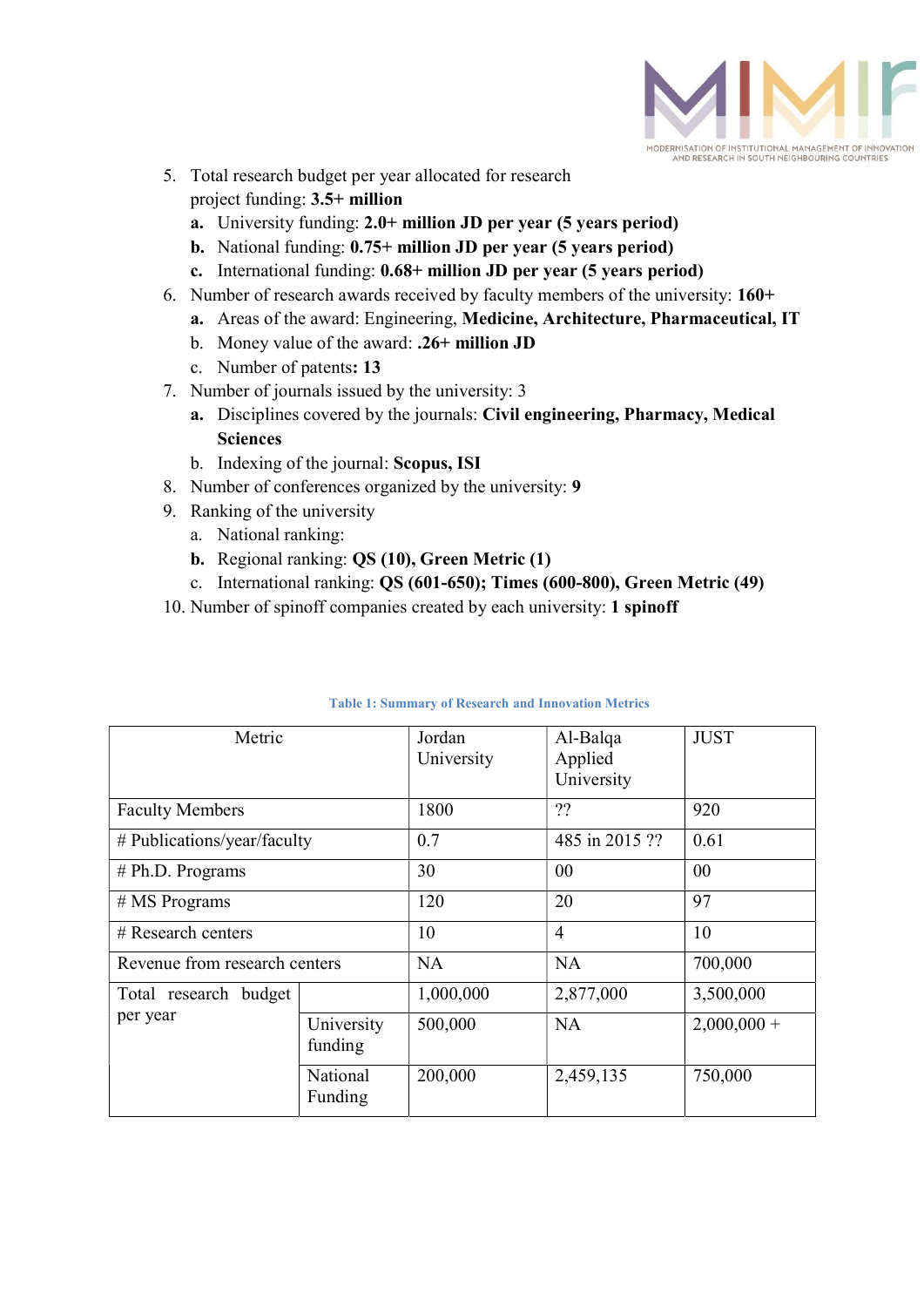5. Total research budget per year allocated for research project funding: **3.5+ million**
   - **a.** University funding: **2.0+ million JD per year (5 years period)**
   - **b.** National funding: **0.75+ million JD per year (5 years period)**
   - **c.** International funding: **0.68+ million JD per year (5 years period)**
6. Number of research awards received by faculty members of the university: **160+**
   - **a.** Areas of the award: Engineering, **Medicine, Architecture, Pharmaceutical, IT**
   - b. Money value of the award: **.26+ million JD**
   - c. Number of patents**: 13**
7. Number of journals issued by the university: 3
   - **a.** Disciplines covered by the journals: **Civil engineering, Pharmacy, Medical Sciences**
   - b. Indexing of the journal: **Scopus, ISI**
8. Number of conferences organized by the university: **9**
9. Ranking of the university
   - a. National ranking:
   - **b.** Regional ranking: **QS (10), Green Metric (1)**
   - c. International ranking: **QS (601-650); Times (600-800), Green Metric (49)**
10. Number of spinoff companies created by each university: **1 spinoff**

**Table 1: Summary of Research and Innovation Metrics**

| Metric | | Jordan University | Al-Balqa Applied University | JUST |
|---|---|---|---|---|
| Faculty Members | | 1800 | ?? | 920 |
| # Publications/year/faculty | | 0.7 | 485 in 2015 ?? | 0.61 |
| # Ph.D. Programs | | 30 | 00 | 00 |
| # MS Programs | | 120 | 20 | 97 |
| # Research centers | | 10 | 4 | 10 |
| Revenue from research centers | | NA | NA | 700,000 |
| Total research budget per year | | 1,000,000 | 2,877,000 | 3,500,000 |
| | University funding | 500,000 | NA | 2,000,000 + |
| | National Funding | 200,000 | 2,459,135 | 750,000 |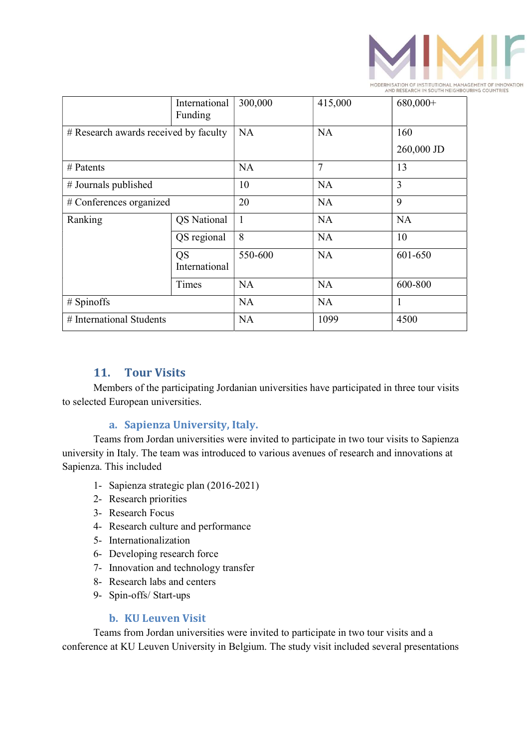|  | International Funding | 300,000 | 415,000 | 680,000+ |
|---|---|---|---|---|
| # Research awards received by faculty | | NA | NA | 160<br>260,000 JD |
| # Patents | | NA | 7 | 13 |
| # Journals published | | 10 | NA | 3 |
| # Conferences organized | | 20 | NA | 9 |
| Ranking | QS National | 1 | NA | NA |
| | QS regional | 8 | NA | 10 |
| | QS International | 550-600 | NA | 601-650 |
| | Times | NA | NA | 600-800 |
| # Spinoffs | | NA | NA | 1 |
| # International Students | | NA | 1099 | 4500 |

## 11. Tour Visits

Members of the participating Jordanian universities have participated in three tour visits to selected European universities.

### a. Sapienza University, Italy.

Teams from Jordan universities were invited to participate in two tour visits to Sapienza university in Italy. The team was introduced to various avenues of research and innovations at Sapienza. This included

1- Sapienza strategic plan (2016-2021)
2- Research priorities
3- Research Focus
4- Research culture and performance
5- Internationalization
6- Developing research force
7- Innovation and technology transfer
8- Research labs and centers
9- Spin-offs/ Start-ups

### b. KU Leuven Visit

Teams from Jordan universities were invited to participate in two tour visits and a conference at KU Leuven University in Belgium. The study visit included several presentations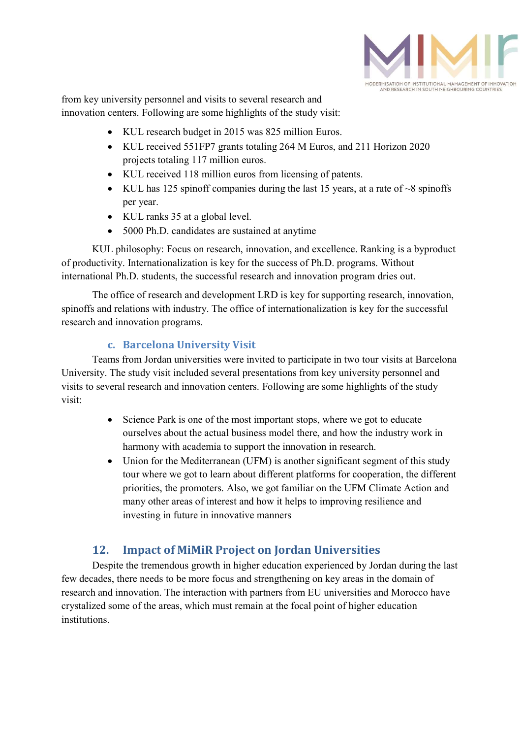from key university personnel and visits to several research and innovation centers. Following are some highlights of the study visit:

- KUL research budget in 2015 was 825 million Euros.
- KUL received 551FP7 grants totaling 264 M Euros, and 211 Horizon 2020 projects totaling 117 million euros.
- KUL received 118 million euros from licensing of patents.
- KUL has 125 spinoff companies during the last 15 years, at a rate of ~8 spinoffs per year.
- KUL ranks 35 at a global level.
- 5000 Ph.D. candidates are sustained at anytime

KUL philosophy: Focus on research, innovation, and excellence. Ranking is a byproduct of productivity. Internationalization is key for the success of Ph.D. programs. Without international Ph.D. students, the successful research and innovation program dries out.

The office of research and development LRD is key for supporting research, innovation, spinoffs and relations with industry. The office of internationalization is key for the successful research and innovation programs.

### c. Barcelona University Visit

Teams from Jordan universities were invited to participate in two tour visits at Barcelona University. The study visit included several presentations from key university personnel and visits to several research and innovation centers. Following are some highlights of the study visit:

- Science Park is one of the most important stops, where we got to educate ourselves about the actual business model there, and how the industry work in harmony with academia to support the innovation in research.
- Union for the Mediterranean (UFM) is another significant segment of this study tour where we got to learn about different platforms for cooperation, the different priorities, the promoters. Also, we got familiar on the UFM Climate Action and many other areas of interest and how it helps to improving resilience and investing in future in innovative manners

## 12. Impact of MiMiR Project on Jordan Universities

Despite the tremendous growth in higher education experienced by Jordan during the last few decades, there needs to be more focus and strengthening on key areas in the domain of research and innovation. The interaction with partners from EU universities and Morocco have crystalized some of the areas, which must remain at the focal point of higher education institutions.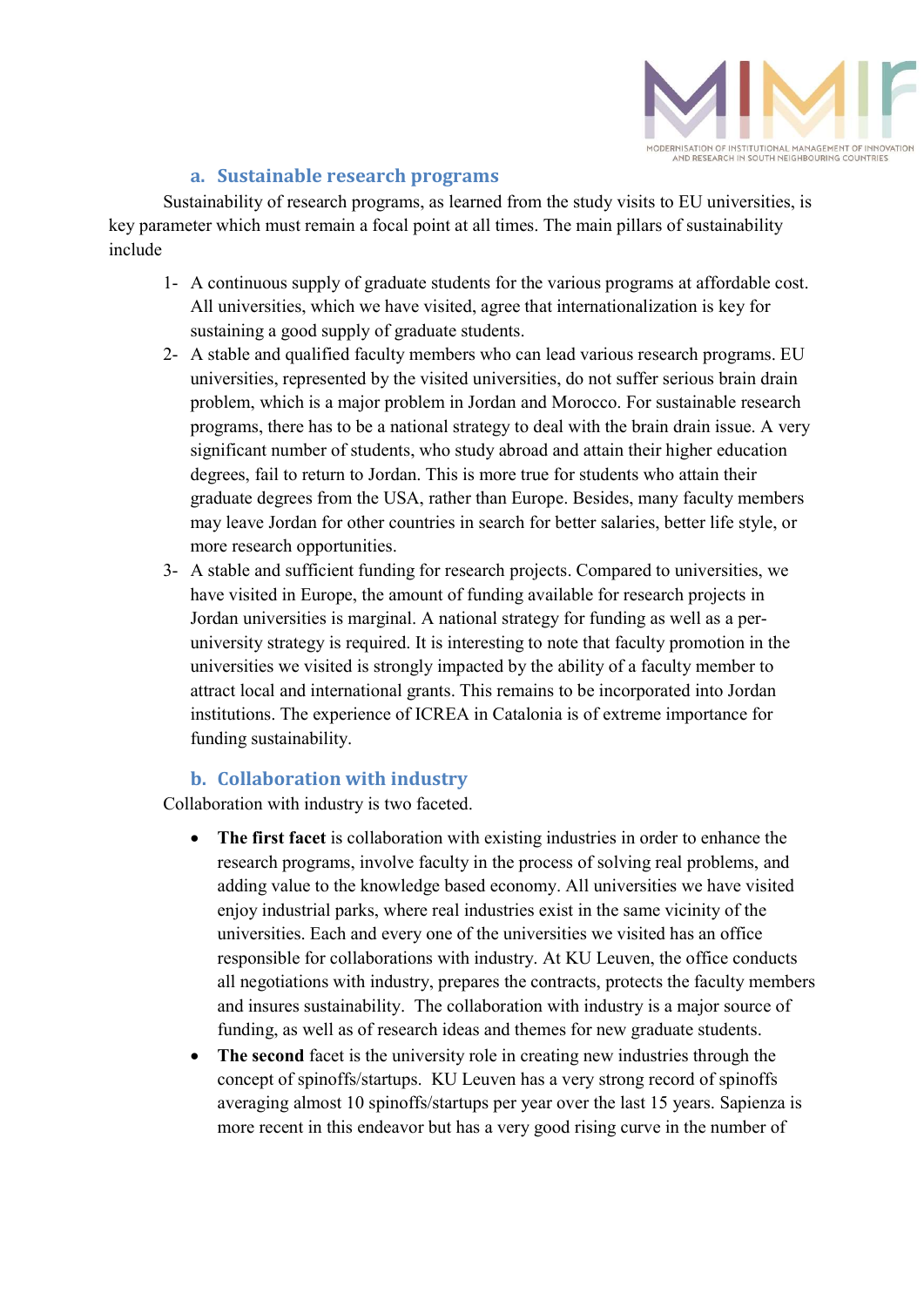### a. Sustainable research programs

Sustainability of research programs, as learned from the study visits to EU universities, is key parameter which must remain a focal point at all times. The main pillars of sustainability include

1- A continuous supply of graduate students for the various programs at affordable cost. All universities, which we have visited, agree that internationalization is key for sustaining a good supply of graduate students.

2- A stable and qualified faculty members who can lead various research programs. EU universities, represented by the visited universities, do not suffer serious brain drain problem, which is a major problem in Jordan and Morocco. For sustainable research programs, there has to be a national strategy to deal with the brain drain issue. A very significant number of students, who study abroad and attain their higher education degrees, fail to return to Jordan. This is more true for students who attain their graduate degrees from the USA, rather than Europe. Besides, many faculty members may leave Jordan for other countries in search for better salaries, better life style, or more research opportunities.

3- A stable and sufficient funding for research projects. Compared to universities, we have visited in Europe, the amount of funding available for research projects in Jordan universities is marginal. A national strategy for funding as well as a per-university strategy is required. It is interesting to note that faculty promotion in the universities we visited is strongly impacted by the ability of a faculty member to attract local and international grants. This remains to be incorporated into Jordan institutions. The experience of ICREA in Catalonia is of extreme importance for funding sustainability.

### b. Collaboration with industry

Collaboration with industry is two faceted.

- **The first facet** is collaboration with existing industries in order to enhance the research programs, involve faculty in the process of solving real problems, and adding value to the knowledge based economy. All universities we have visited enjoy industrial parks, where real industries exist in the same vicinity of the universities. Each and every one of the universities we visited has an office responsible for collaborations with industry. At KU Leuven, the office conducts all negotiations with industry, prepares the contracts, protects the faculty members and insures sustainability. The collaboration with industry is a major source of funding, as well as of research ideas and themes for new graduate students.
- **The second** facet is the university role in creating new industries through the concept of spinoffs/startups. KU Leuven has a very strong record of spinoffs averaging almost 10 spinoffs/startups per year over the last 15 years. Sapienza is more recent in this endeavor but has a very good rising curve in the number of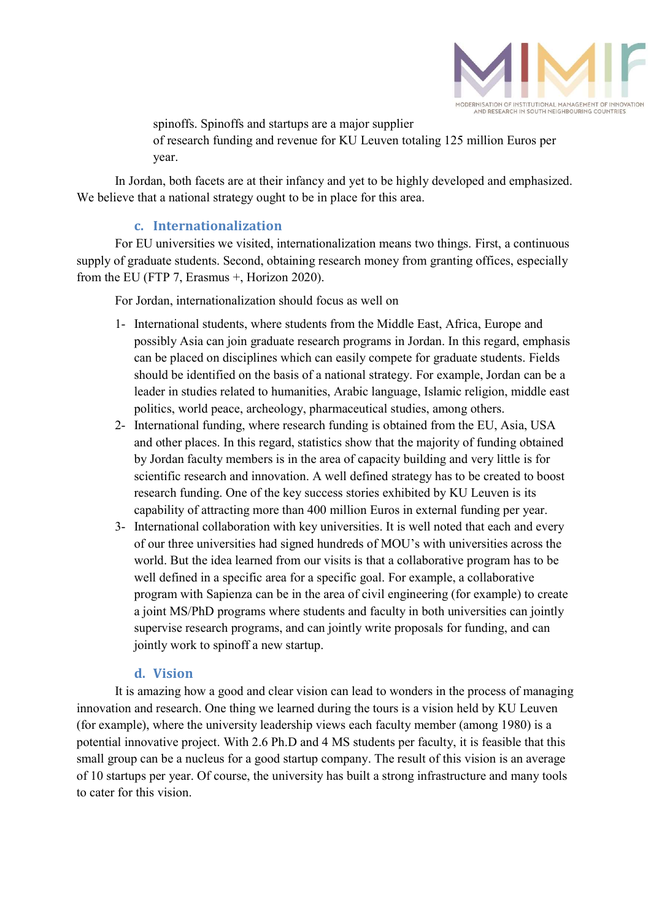spinoffs. Spinoffs and startups are a major supplier of research funding and revenue for KU Leuven totaling 125 million Euros per year.

In Jordan, both facets are at their infancy and yet to be highly developed and emphasized. We believe that a national strategy ought to be in place for this area.

### c. Internationalization

For EU universities we visited, internationalization means two things. First, a continuous supply of graduate students. Second, obtaining research money from granting offices, especially from the EU (FTP 7, Erasmus +, Horizon 2020).

For Jordan, internationalization should focus as well on

1- International students, where students from the Middle East, Africa, Europe and possibly Asia can join graduate research programs in Jordan. In this regard, emphasis can be placed on disciplines which can easily compete for graduate students. Fields should be identified on the basis of a national strategy. For example, Jordan can be a leader in studies related to humanities, Arabic language, Islamic religion, middle east politics, world peace, archeology, pharmaceutical studies, among others.
2- International funding, where research funding is obtained from the EU, Asia, USA and other places. In this regard, statistics show that the majority of funding obtained by Jordan faculty members is in the area of capacity building and very little is for scientific research and innovation. A well defined strategy has to be created to boost research funding. One of the key success stories exhibited by KU Leuven is its capability of attracting more than 400 million Euros in external funding per year.
3- International collaboration with key universities. It is well noted that each and every of our three universities had signed hundreds of MOU's with universities across the world. But the idea learned from our visits is that a collaborative program has to be well defined in a specific area for a specific goal. For example, a collaborative program with Sapienza can be in the area of civil engineering (for example) to create a joint MS/PhD programs where students and faculty in both universities can jointly supervise research programs, and can jointly write proposals for funding, and can jointly work to spinoff a new startup.

### d. Vision

It is amazing how a good and clear vision can lead to wonders in the process of managing innovation and research. One thing we learned during the tours is a vision held by KU Leuven (for example), where the university leadership views each faculty member (among 1980) is a potential innovative project. With 2.6 Ph.D and 4 MS students per faculty, it is feasible that this small group can be a nucleus for a good startup company. The result of this vision is an average of 10 startups per year. Of course, the university has built a strong infrastructure and many tools to cater for this vision.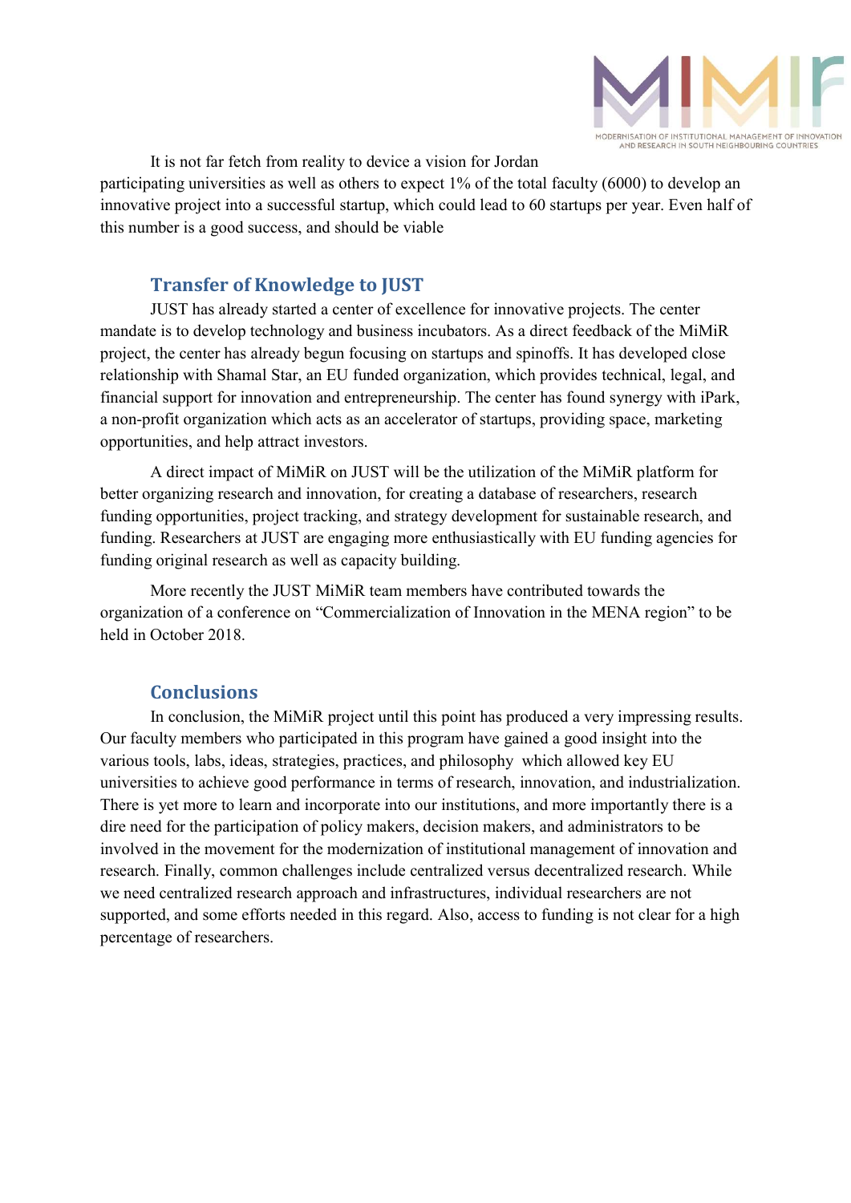It is not far fetch from reality to device a vision for Jordan participating universities as well as others to expect 1% of the total faculty (6000) to develop an innovative project into a successful startup, which could lead to 60 startups per year. Even half of this number is a good success, and should be viable

## Transfer of Knowledge to JUST

JUST has already started a center of excellence for innovative projects. The center mandate is to develop technology and business incubators. As a direct feedback of the MiMiR project, the center has already begun focusing on startups and spinoffs. It has developed close relationship with Shamal Star, an EU funded organization, which provides technical, legal, and financial support for innovation and entrepreneurship. The center has found synergy with iPark, a non-profit organization which acts as an accelerator of startups, providing space, marketing opportunities, and help attract investors.

A direct impact of MiMiR on JUST will be the utilization of the MiMiR platform for better organizing research and innovation, for creating a database of researchers, research funding opportunities, project tracking, and strategy development for sustainable research, and funding. Researchers at JUST are engaging more enthusiastically with EU funding agencies for funding original research as well as capacity building.

More recently the JUST MiMiR team members have contributed towards the organization of a conference on "Commercialization of Innovation in the MENA region" to be held in October 2018.

## Conclusions

In conclusion, the MiMiR project until this point has produced a very impressing results. Our faculty members who participated in this program have gained a good insight into the various tools, labs, ideas, strategies, practices, and philosophy which allowed key EU universities to achieve good performance in terms of research, innovation, and industrialization. There is yet more to learn and incorporate into our institutions, and more importantly there is a dire need for the participation of policy makers, decision makers, and administrators to be involved in the movement for the modernization of institutional management of innovation and research. Finally, common challenges include centralized versus decentralized research. While we need centralized research approach and infrastructures, individual researchers are not supported, and some efforts needed in this regard. Also, access to funding is not clear for a high percentage of researchers.